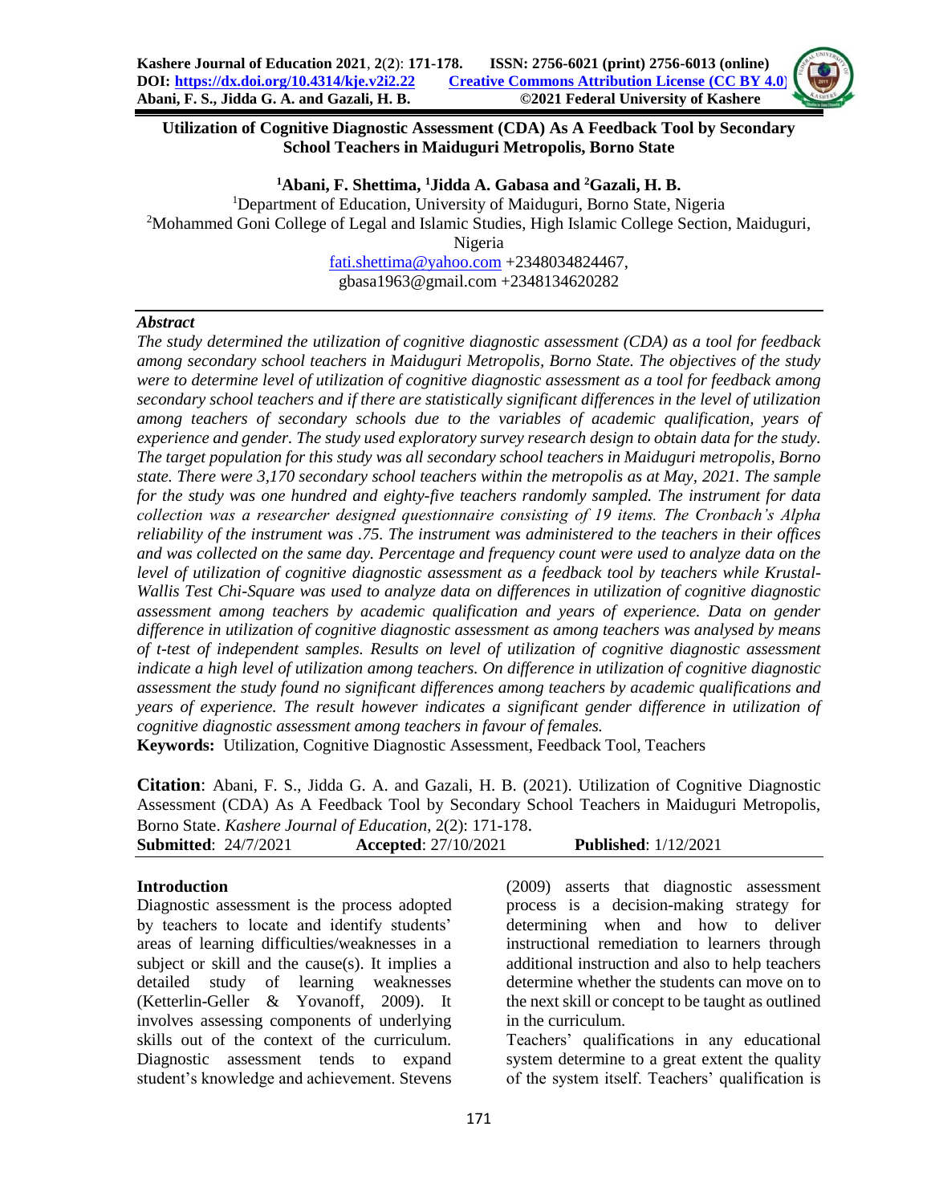# Utilization of Cognitive Diagnostic Assessment (CDA) As A Feedback Tool by Secondary School Teachers in Maiduguri Metropolis, Borno State

**[1]Abani, F. Shettima, [1]Jidda A. Gabasa and [2]Gazali, H. B.**

[1]Department of Education, University of Maiduguri, Borno State, Nigeria

[2]Mohammed Goni College of Legal and Islamic Studies, High Islamic College Section, Maiduguri, Nigeria

fati.shettima@yahoo.com +2348034824467,
gbasa1963@gmail.com +2348134620282

### *Abstract*

*The study determined the utilization of cognitive diagnostic assessment (CDA) as a tool for feedback among secondary school teachers in Maiduguri Metropolis, Borno State. The objectives of the study were to determine level of utilization of cognitive diagnostic assessment as a tool for feedback among secondary school teachers and if there are statistically significant differences in the level of utilization among teachers of secondary schools due to the variables of academic qualification, years of experience and gender. The study used exploratory survey research design to obtain data for the study. The target population for this study was all secondary school teachers in Maiduguri metropolis, Borno state. There were 3,170 secondary school teachers within the metropolis as at May, 2021. The sample for the study was one hundred and eighty-five teachers randomly sampled. The instrument for data collection was a researcher designed questionnaire consisting of 19 items. The Cronbach's Alpha reliability of the instrument was .75. The instrument was administered to the teachers in their offices and was collected on the same day. Percentage and frequency count were used to analyze data on the level of utilization of cognitive diagnostic assessment as a feedback tool by teachers while Krustal-Wallis Test Chi-Square was used to analyze data on differences in utilization of cognitive diagnostic assessment among teachers by academic qualification and years of experience. Data on gender difference in utilization of cognitive diagnostic assessment as among teachers was analysed by means of t-test of independent samples. Results on level of utilization of cognitive diagnostic assessment indicate a high level of utilization among teachers. On difference in utilization of cognitive diagnostic assessment the study found no significant differences among teachers by academic qualifications and years of experience. The result however indicates a significant gender difference in utilization of cognitive diagnostic assessment among teachers in favour of females.*

**Keywords:** Utilization, Cognitive Diagnostic Assessment, Feedback Tool, Teachers

**Citation**: Abani, F. S., Jidda G. A. and Gazali, H. B. (2021). Utilization of Cognitive Diagnostic Assessment (CDA) As A Feedback Tool by Secondary School Teachers in Maiduguri Metropolis, Borno State. *Kashere Journal of Education,* 2(2): 171-178.

**Submitted**: 24/7/2021 **Accepted**: 27/10/2021 **Published**: 1/12/2021

## Introduction

Diagnostic assessment is the process adopted by teachers to locate and identify students' areas of learning difficulties/weaknesses in a subject or skill and the cause(s). It implies a detailed study of learning weaknesses (Ketterlin-Geller & Yovanoff, 2009). It involves assessing components of underlying skills out of the context of the curriculum. Diagnostic assessment tends to expand student's knowledge and achievement. Stevens (2009) asserts that diagnostic assessment process is a decision-making strategy for determining when and how to deliver instructional remediation to learners through additional instruction and also to help teachers determine whether the students can move on to the next skill or concept to be taught as outlined in the curriculum.

Teachers' qualifications in any educational system determine to a great extent the quality of the system itself. Teachers' qualification is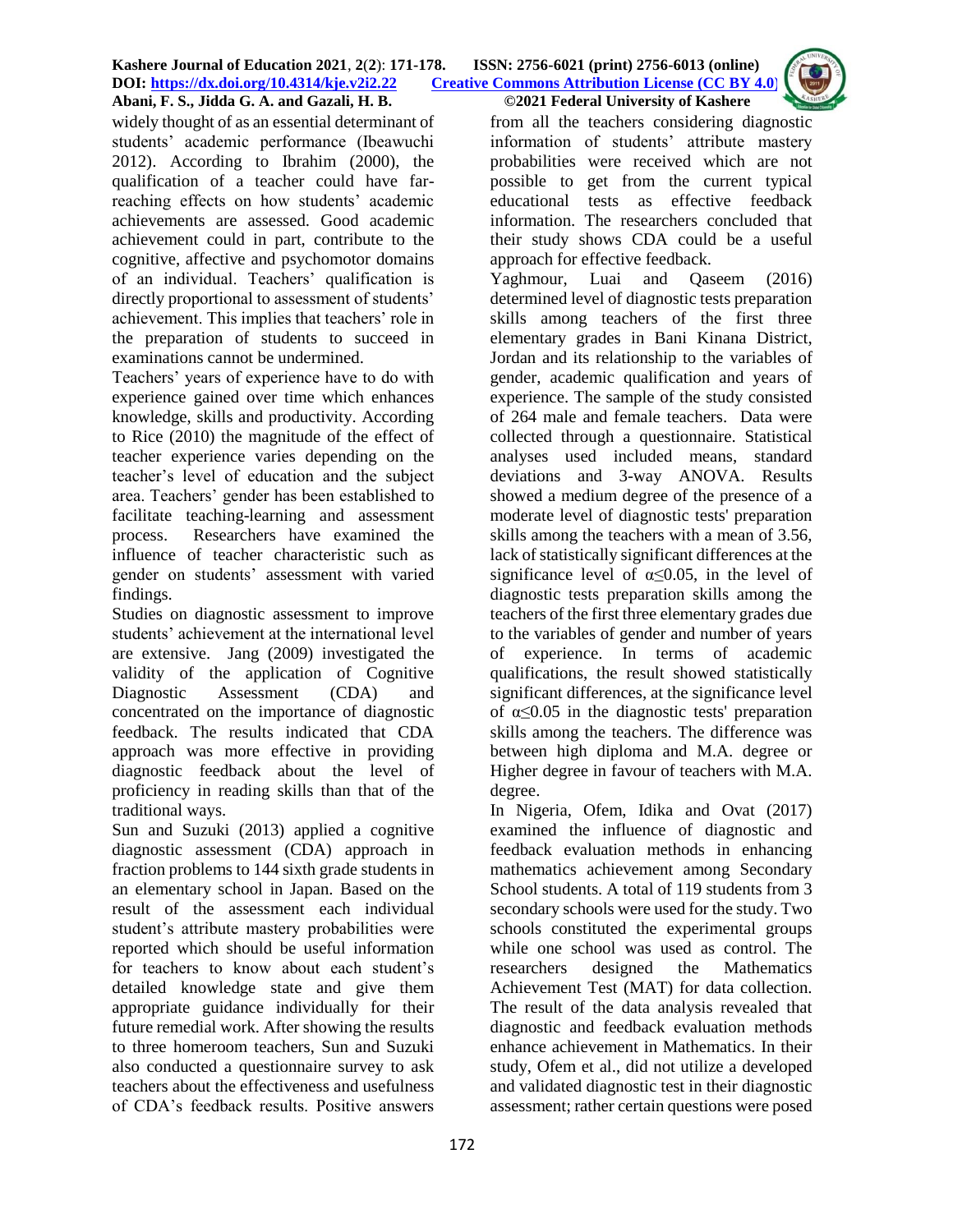widely thought of as an essential determinant of students' academic performance (Ibeawuchi 2012). According to Ibrahim (2000), the qualification of a teacher could have far-reaching effects on how students' academic achievements are assessed. Good academic achievement could in part, contribute to the cognitive, affective and psychomotor domains of an individual. Teachers' qualification is directly proportional to assessment of students' achievement. This implies that teachers' role in the preparation of students to succeed in examinations cannot be undermined.

Teachers' years of experience have to do with experience gained over time which enhances knowledge, skills and productivity. According to Rice (2010) the magnitude of the effect of teacher experience varies depending on the teacher's level of education and the subject area. Teachers' gender has been established to facilitate teaching-learning and assessment process. Researchers have examined the influence of teacher characteristic such as gender on students' assessment with varied findings.

Studies on diagnostic assessment to improve students' achievement at the international level are extensive. Jang (2009) investigated the validity of the application of Cognitive Diagnostic Assessment (CDA) and concentrated on the importance of diagnostic feedback. The results indicated that CDA approach was more effective in providing diagnostic feedback about the level of proficiency in reading skills than that of the traditional ways.

Sun and Suzuki (2013) applied a cognitive diagnostic assessment (CDA) approach in fraction problems to 144 sixth grade students in an elementary school in Japan. Based on the result of the assessment each individual student's attribute mastery probabilities were reported which should be useful information for teachers to know about each student's detailed knowledge state and give them appropriate guidance individually for their future remedial work. After showing the results to three homeroom teachers, Sun and Suzuki also conducted a questionnaire survey to ask teachers about the effectiveness and usefulness of CDA's feedback results. Positive answers from all the teachers considering diagnostic information of students' attribute mastery probabilities were received which are not possible to get from the current typical educational tests as effective feedback information. The researchers concluded that their study shows CDA could be a useful approach for effective feedback.

Yaghmour, Luai and Qaseem (2016) determined level of diagnostic tests preparation skills among teachers of the first three elementary grades in Bani Kinana District, Jordan and its relationship to the variables of gender, academic qualification and years of experience. The sample of the study consisted of 264 male and female teachers. Data were collected through a questionnaire. Statistical analyses used included means, standard deviations and 3-way ANOVA. Results showed a medium degree of the presence of a moderate level of diagnostic tests' preparation skills among the teachers with a mean of 3.56, lack of statistically significant differences at the significance level of $\alpha \leq 0.05$, in the level of diagnostic tests preparation skills among the teachers of the first three elementary grades due to the variables of gender and number of years of experience. In terms of academic qualifications, the result showed statistically significant differences, at the significance level of $\alpha \leq 0.05$ in the diagnostic tests' preparation skills among the teachers. The difference was between high diploma and M.A. degree or Higher degree in favour of teachers with M.A. degree.

In Nigeria, Ofem, Idika and Ovat (2017) examined the influence of diagnostic and feedback evaluation methods in enhancing mathematics achievement among Secondary School students. A total of 119 students from 3 secondary schools were used for the study. Two schools constituted the experimental groups while one school was used as control. The researchers designed the Mathematics Achievement Test (MAT) for data collection. The result of the data analysis revealed that diagnostic and feedback evaluation methods enhance achievement in Mathematics. In their study, Ofem et al., did not utilize a developed and validated diagnostic test in their diagnostic assessment; rather certain questions were posed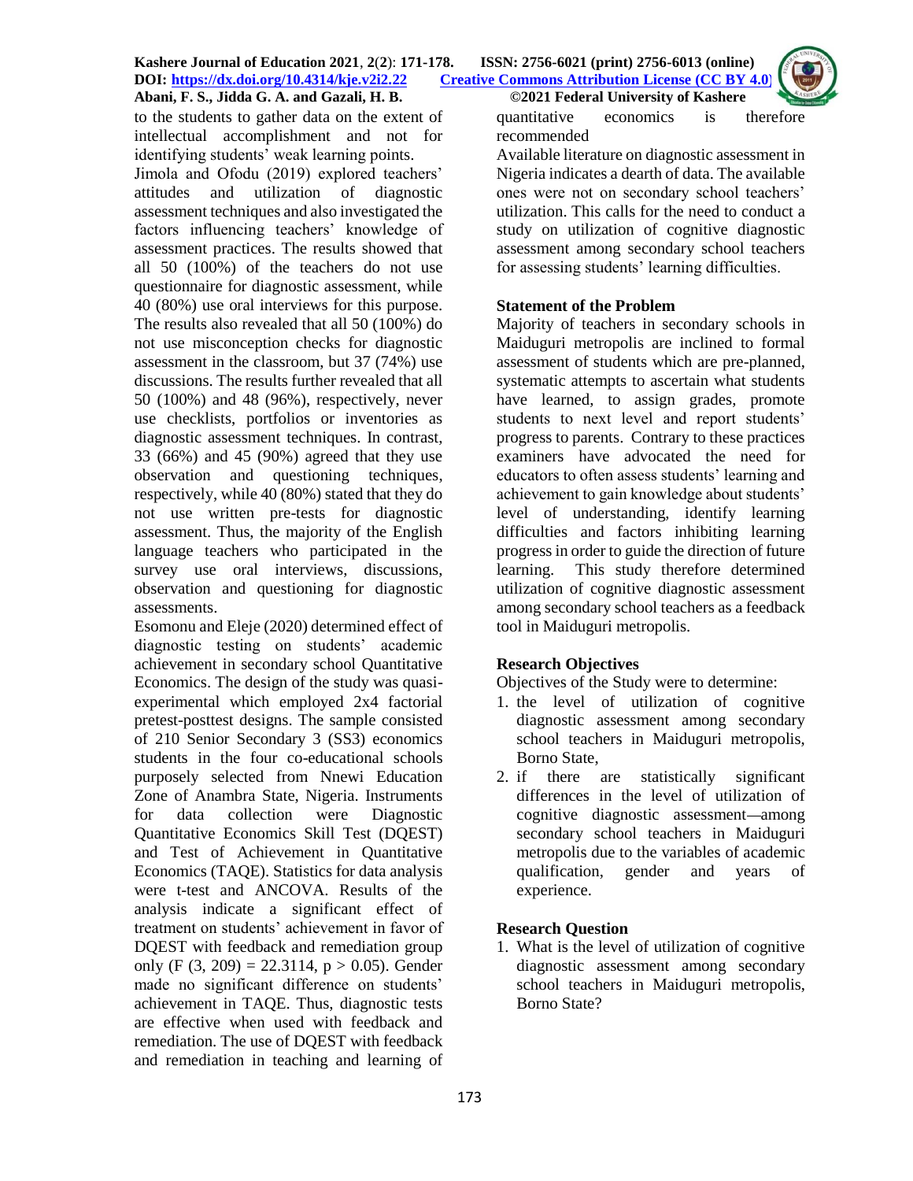to the students to gather data on the extent of intellectual accomplishment and not for identifying students' weak learning points.

Jimola and Ofodu (2019) explored teachers' attitudes and utilization of diagnostic assessment techniques and also investigated the factors influencing teachers' knowledge of assessment practices. The results showed that all 50 (100%) of the teachers do not use questionnaire for diagnostic assessment, while 40 (80%) use oral interviews for this purpose. The results also revealed that all 50 (100%) do not use misconception checks for diagnostic assessment in the classroom, but 37 (74%) use discussions. The results further revealed that all 50 (100%) and 48 (96%), respectively, never use checklists, portfolios or inventories as diagnostic assessment techniques. In contrast, 33 (66%) and 45 (90%) agreed that they use observation and questioning techniques, respectively, while 40 (80%) stated that they do not use written pre-tests for diagnostic assessment. Thus, the majority of the English language teachers who participated in the survey use oral interviews, discussions, observation and questioning for diagnostic assessments.

Esomonu and Eleje (2020) determined effect of diagnostic testing on students' academic achievement in secondary school Quantitative Economics. The design of the study was quasi-experimental which employed 2x4 factorial pretest-posttest designs. The sample consisted of 210 Senior Secondary 3 (SS3) economics students in the four co-educational schools purposely selected from Nnewi Education Zone of Anambra State, Nigeria. Instruments for data collection were Diagnostic Quantitative Economics Skill Test (DQEST) and Test of Achievement in Quantitative Economics (TAQE). Statistics for data analysis were t-test and ANCOVA. Results of the analysis indicate a significant effect of treatment on students' achievement in favor of DQEST with feedback and remediation group only ($F(3, 209) = 22.3114$, $p > 0.05$). Gender made no significant difference on students' achievement in TAQE. Thus, diagnostic tests are effective when used with feedback and remediation. The use of DQEST with feedback and remediation in teaching and learning of quantitative economics is therefore recommended

Available literature on diagnostic assessment in Nigeria indicates a dearth of data. The available ones were not on secondary school teachers' utilization. This calls for the need to conduct a study on utilization of cognitive diagnostic assessment among secondary school teachers for assessing students' learning difficulties.

## Statement of the Problem

Majority of teachers in secondary schools in Maiduguri metropolis are inclined to formal assessment of students which are pre-planned, systematic attempts to ascertain what students have learned, to assign grades, promote students to next level and report students' progress to parents. Contrary to these practices examiners have advocated the need for educators to often assess students' learning and achievement to gain knowledge about students' level of understanding, identify learning difficulties and factors inhibiting learning progress in order to guide the direction of future learning. This study therefore determined utilization of cognitive diagnostic assessment among secondary school teachers as a feedback tool in Maiduguri metropolis.

## Research Objectives

Objectives of the Study were to determine:

1. the level of utilization of cognitive diagnostic assessment among secondary school teachers in Maiduguri metropolis, Borno State,
2. if there are statistically significant differences in the level of utilization of cognitive diagnostic assessment—among secondary school teachers in Maiduguri metropolis due to the variables of academic qualification, gender and years of experience.

## Research Question

1. What is the level of utilization of cognitive diagnostic assessment among secondary school teachers in Maiduguri metropolis, Borno State?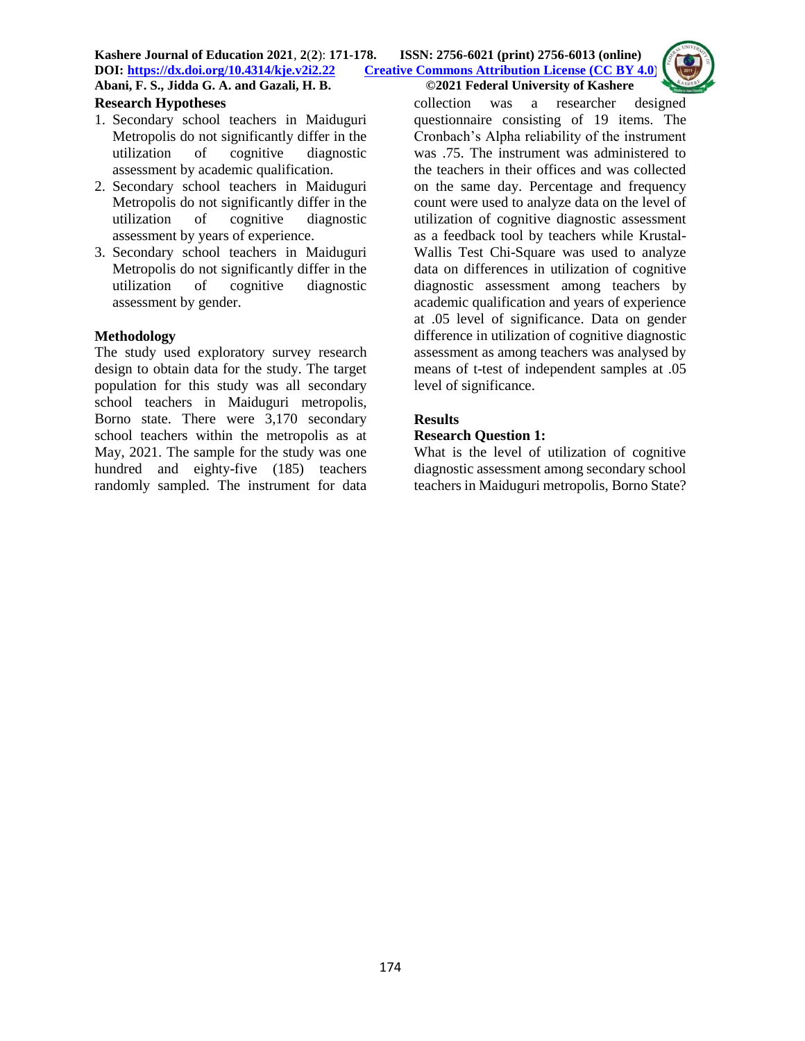### Research Hypotheses

1. Secondary school teachers in Maiduguri Metropolis do not significantly differ in the utilization of cognitive diagnostic assessment by academic qualification.
2. Secondary school teachers in Maiduguri Metropolis do not significantly differ in the utilization of cognitive diagnostic assessment by years of experience.
3. Secondary school teachers in Maiduguri Metropolis do not significantly differ in the utilization of cognitive diagnostic assessment by gender.

### Methodology

The study used exploratory survey research design to obtain data for the study. The target population for this study was all secondary school teachers in Maiduguri metropolis, Borno state. There were 3,170 secondary school teachers within the metropolis as at May, 2021. The sample for the study was one hundred and eighty-five (185) teachers randomly sampled. The instrument for data collection was a researcher designed questionnaire consisting of 19 items. The Cronbach's Alpha reliability of the instrument was .75. The instrument was administered to the teachers in their offices and was collected on the same day. Percentage and frequency count were used to analyze data on the level of utilization of cognitive diagnostic assessment as a feedback tool by teachers while Krustal-Wallis Test Chi-Square was used to analyze data on differences in utilization of cognitive diagnostic assessment among teachers by academic qualification and years of experience at .05 level of significance. Data on gender difference in utilization of cognitive diagnostic assessment as among teachers was analysed by means of t-test of independent samples at .05 level of significance.

### Results

**Research Question 1:**

What is the level of utilization of cognitive diagnostic assessment among secondary school teachers in Maiduguri metropolis, Borno State?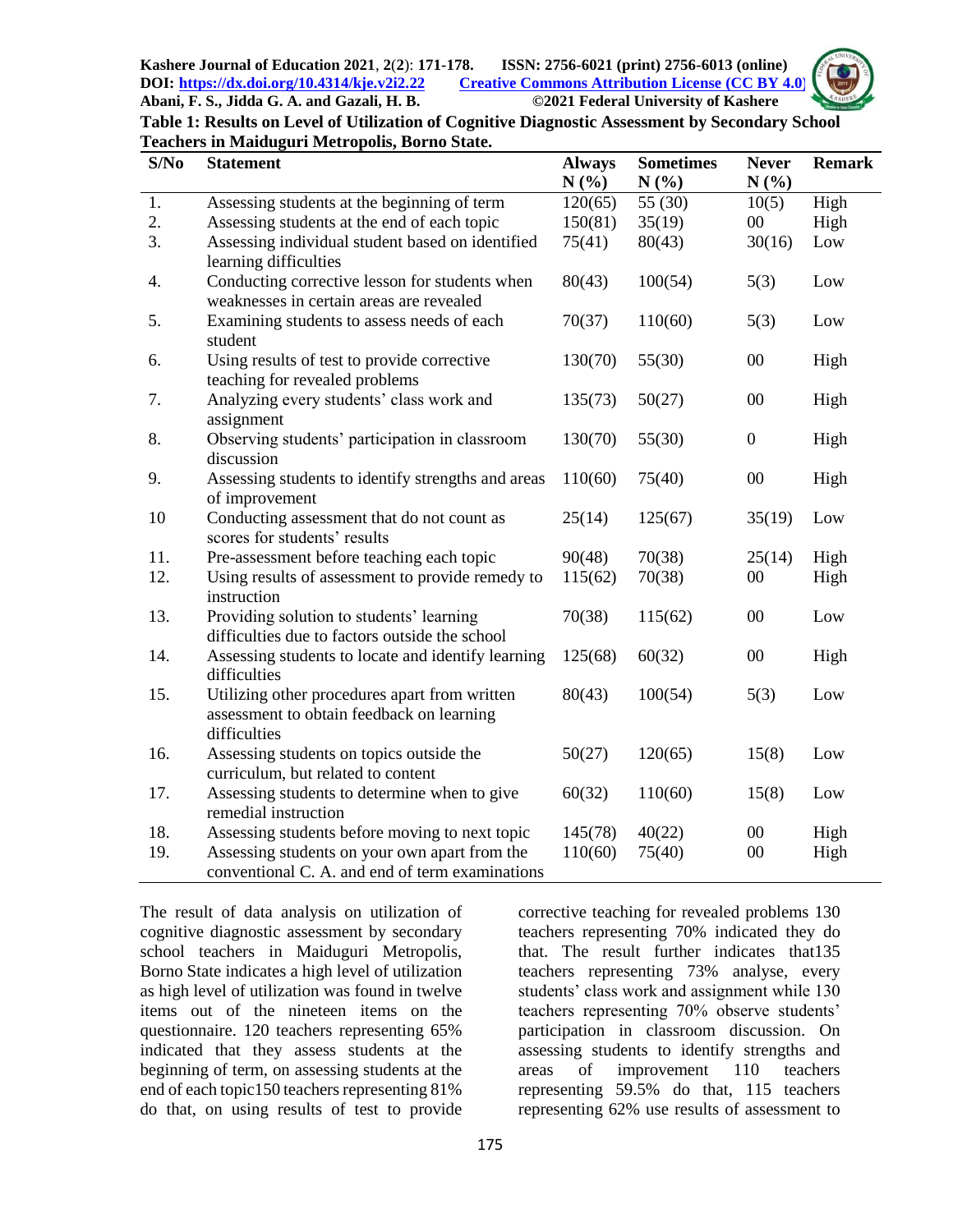**Table 1: Results on Level of Utilization of Cognitive Diagnostic Assessment by Secondary School Teachers in Maiduguri Metropolis, Borno State.**

| S/No | Statement | Always N (%) | Sometimes N (%) | Never N (%) | Remark |
|---|---|---|---|---|---|
| 1. | Assessing students at the beginning of term | 120(65) | 55 (30) | 10(5) | High |
| 2. | Assessing students at the end of each topic | 150(81) | 35(19) | 00 | High |
| 3. | Assessing individual student based on identified learning difficulties | 75(41) | 80(43) | 30(16) | Low |
| 4. | Conducting corrective lesson for students when weaknesses in certain areas are revealed | 80(43) | 100(54) | 5(3) | Low |
| 5. | Examining students to assess needs of each student | 70(37) | 110(60) | 5(3) | Low |
| 6. | Using results of test to provide corrective teaching for revealed problems | 130(70) | 55(30) | 00 | High |
| 7. | Analyzing every students' class work and assignment | 135(73) | 50(27) | 00 | High |
| 8. | Observing students' participation in classroom discussion | 130(70) | 55(30) | 0 | High |
| 9. | Assessing students to identify strengths and areas of improvement | 110(60) | 75(40) | 00 | High |
| 10 | Conducting assessment that do not count as scores for students' results | 25(14) | 125(67) | 35(19) | Low |
| 11. | Pre-assessment before teaching each topic | 90(48) | 70(38) | 25(14) | High |
| 12. | Using results of assessment to provide remedy to instruction | 115(62) | 70(38) | 00 | High |
| 13. | Providing solution to students' learning difficulties due to factors outside the school | 70(38) | 115(62) | 00 | Low |
| 14. | Assessing students to locate and identify learning difficulties | 125(68) | 60(32) | 00 | High |
| 15. | Utilizing other procedures apart from written assessment to obtain feedback on learning difficulties | 80(43) | 100(54) | 5(3) | Low |
| 16. | Assessing students on topics outside the curriculum, but related to content | 50(27) | 120(65) | 15(8) | Low |
| 17. | Assessing students to determine when to give remedial instruction | 60(32) | 110(60) | 15(8) | Low |
| 18. | Assessing students before moving to next topic | 145(78) | 40(22) | 00 | High |
| 19. | Assessing students on your own apart from the conventional C. A. and end of term examinations | 110(60) | 75(40) | 00 | High |

The result of data analysis on utilization of cognitive diagnostic assessment by secondary school teachers in Maiduguri Metropolis, Borno State indicates a high level of utilization as high level of utilization was found in twelve items out of the nineteen items on the questionnaire. 120 teachers representing 65% indicated that they assess students at the beginning of term, on assessing students at the end of each topic150 teachers representing 81% do that, on using results of test to provide corrective teaching for revealed problems 130 teachers representing 70% indicated they do that. The result further indicates that135 teachers representing 73% analyse, every students' class work and assignment while 130 teachers representing 70% observe students' participation in classroom discussion. On assessing students to identify strengths and areas of improvement 110 teachers representing 59.5% do that, 115 teachers representing 62% use results of assessment to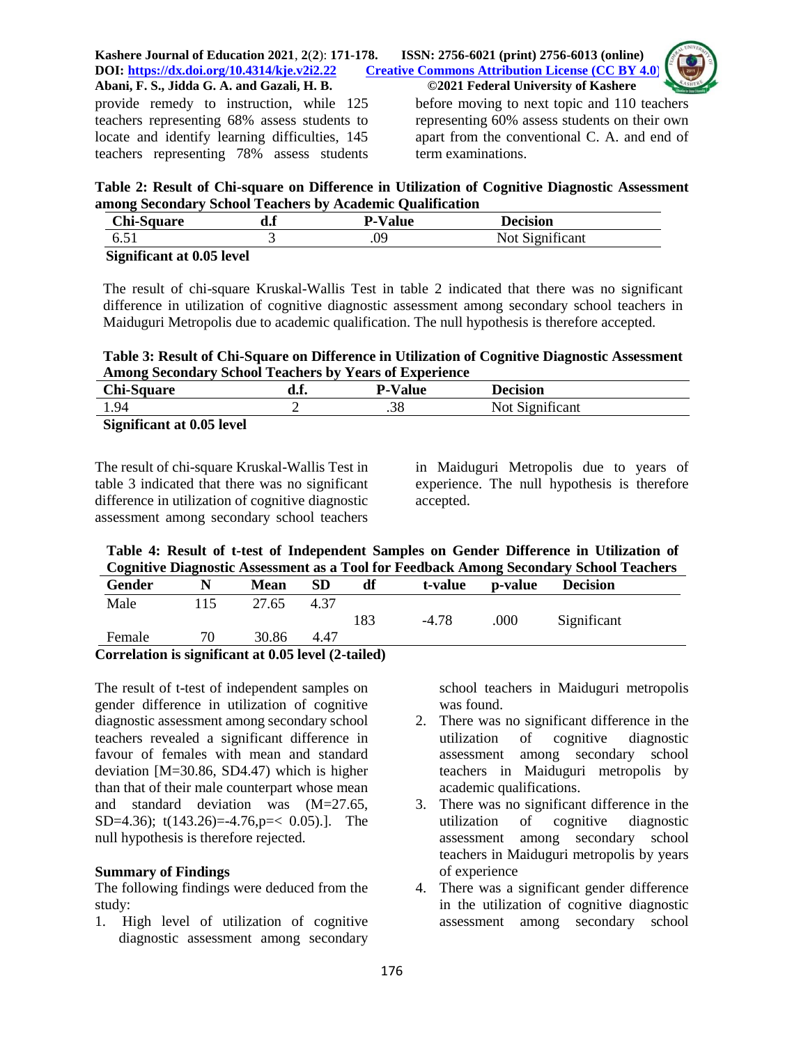provide remedy to instruction, while 125 teachers representing 68% assess students to locate and identify learning difficulties, 145 teachers representing 78% assess students before moving to next topic and 110 teachers representing 60% assess students on their own apart from the conventional C. A. and end of term examinations.

**Table 2: Result of Chi-square on Difference in Utilization of Cognitive Diagnostic Assessment among Secondary School Teachers by Academic Qualification**

| Chi-Square | d.f | P-Value | Decision |
|---|---|---|---|
| 6.51 | 3 | .09 | Not Significant |

**Significant at 0.05 level**

The result of chi-square Kruskal-Wallis Test in table 2 indicated that there was no significant difference in utilization of cognitive diagnostic assessment among secondary school teachers in Maiduguri Metropolis due to academic qualification. The null hypothesis is therefore accepted.

**Table 3: Result of Chi-Square on Difference in Utilization of Cognitive Diagnostic Assessment Among Secondary School Teachers by Years of Experience**

| Chi-Square | d.f. | P-Value | Decision |
|---|---|---|---|
| 1.94 | 2 | .38 | Not Significant |

**Significant at 0.05 level**

The result of chi-square Kruskal-Wallis Test in table 3 indicated that there was no significant difference in utilization of cognitive diagnostic assessment among secondary school teachers in Maiduguri Metropolis due to years of experience. The null hypothesis is therefore accepted.

**Table 4: Result of t-test of Independent Samples on Gender Difference in Utilization of Cognitive Diagnostic Assessment as a Tool for Feedback Among Secondary School Teachers**

| Gender | N | Mean | SD | df | t-value | p-value | Decision |
|---|---|---|---|---|---|---|---|
| Male | 115 | 27.65 | 4.37 | 183 | -4.78 | .000 | Significant |
| Female | 70 | 30.86 | 4.47 | | | | |

**Correlation is significant at 0.05 level (2-tailed)**

The result of t-test of independent samples on gender difference in utilization of cognitive diagnostic assessment among secondary school teachers revealed a significant difference in favour of females with mean and standard deviation [M=30.86, SD4.47) which is higher than that of their male counterpart whose mean and standard deviation was (M=27.65, SD=4.36); t(143.26)=-4.76,p=< 0.05).]. The null hypothesis is therefore rejected.

**Summary of Findings**

The following findings were deduced from the study:

1. High level of utilization of cognitive diagnostic assessment among secondary school teachers in Maiduguri metropolis was found.
2. There was no significant difference in the utilization of cognitive diagnostic assessment among secondary school teachers in Maiduguri metropolis by academic qualifications.
3. There was no significant difference in the utilization of cognitive diagnostic assessment among secondary school teachers in Maiduguri metropolis by years of experience
4. There was a significant gender difference in the utilization of cognitive diagnostic assessment among secondary school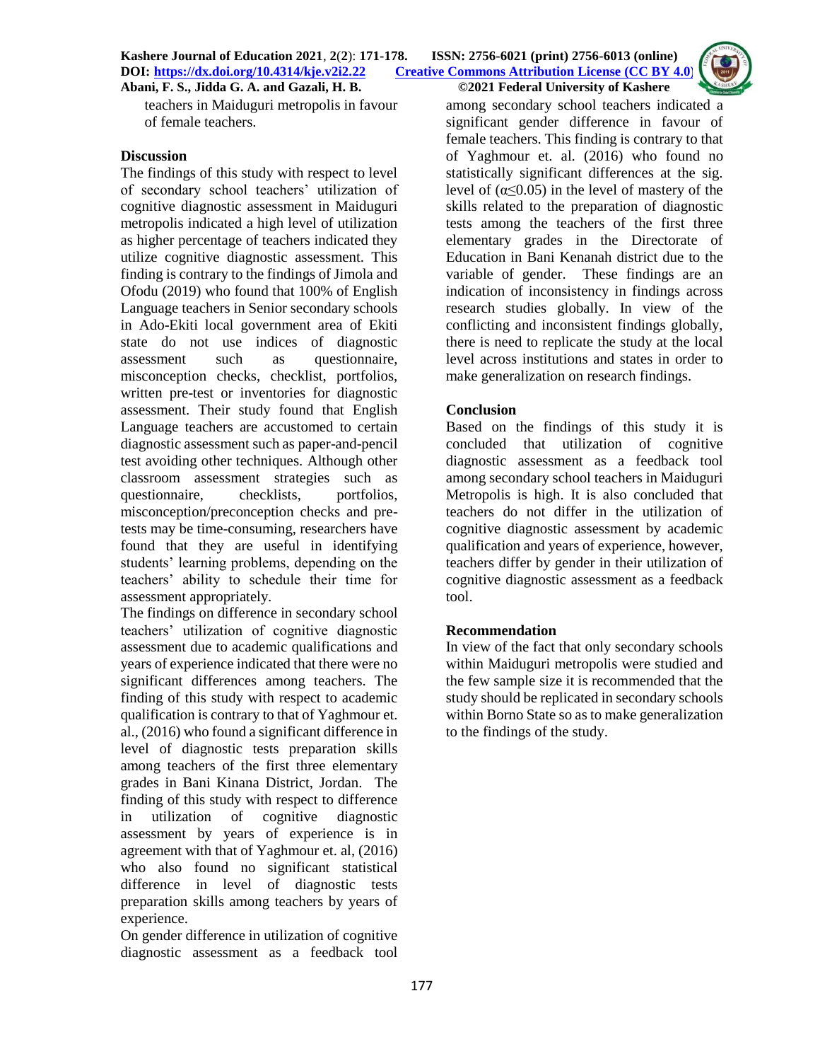teachers in Maiduguri metropolis in favour of female teachers.

## Discussion

The findings of this study with respect to level of secondary school teachers' utilization of cognitive diagnostic assessment in Maiduguri metropolis indicated a high level of utilization as higher percentage of teachers indicated they utilize cognitive diagnostic assessment. This finding is contrary to the findings of Jimola and Ofodu (2019) who found that 100% of English Language teachers in Senior secondary schools in Ado-Ekiti local government area of Ekiti state do not use indices of diagnostic assessment such as questionnaire, misconception checks, checklist, portfolios, written pre-test or inventories for diagnostic assessment. Their study found that English Language teachers are accustomed to certain diagnostic assessment such as paper-and-pencil test avoiding other techniques. Although other classroom assessment strategies such as questionnaire, checklists, portfolios, misconception/preconception checks and pre-tests may be time-consuming, researchers have found that they are useful in identifying students' learning problems, depending on the teachers' ability to schedule their time for assessment appropriately.

The findings on difference in secondary school teachers' utilization of cognitive diagnostic assessment due to academic qualifications and years of experience indicated that there were no significant differences among teachers. The finding of this study with respect to academic qualification is contrary to that of Yaghmour et. al., (2016) who found a significant difference in level of diagnostic tests preparation skills among teachers of the first three elementary grades in Bani Kinana District, Jordan. The finding of this study with respect to difference in utilization of cognitive diagnostic assessment by years of experience is in agreement with that of Yaghmour et. al, (2016) who also found no significant statistical difference in level of diagnostic tests preparation skills among teachers by years of experience.

On gender difference in utilization of cognitive diagnostic assessment as a feedback tool among secondary school teachers indicated a significant gender difference in favour of female teachers. This finding is contrary to that of Yaghmour et. al. (2016) who found no statistically significant differences at the sig. level of ($\alpha \leq 0.05$) in the level of mastery of the skills related to the preparation of diagnostic tests among the teachers of the first three elementary grades in the Directorate of Education in Bani Kenanah district due to the variable of gender. These findings are an indication of inconsistency in findings across research studies globally. In view of the conflicting and inconsistent findings globally, there is need to replicate the study at the local level across institutions and states in order to make generalization on research findings.

## Conclusion

Based on the findings of this study it is concluded that utilization of cognitive diagnostic assessment as a feedback tool among secondary school teachers in Maiduguri Metropolis is high. It is also concluded that teachers do not differ in the utilization of cognitive diagnostic assessment by academic qualification and years of experience, however, teachers differ by gender in their utilization of cognitive diagnostic assessment as a feedback tool.

## Recommendation

In view of the fact that only secondary schools within Maiduguri metropolis were studied and the few sample size it is recommended that the study should be replicated in secondary schools within Borno State so as to make generalization to the findings of the study.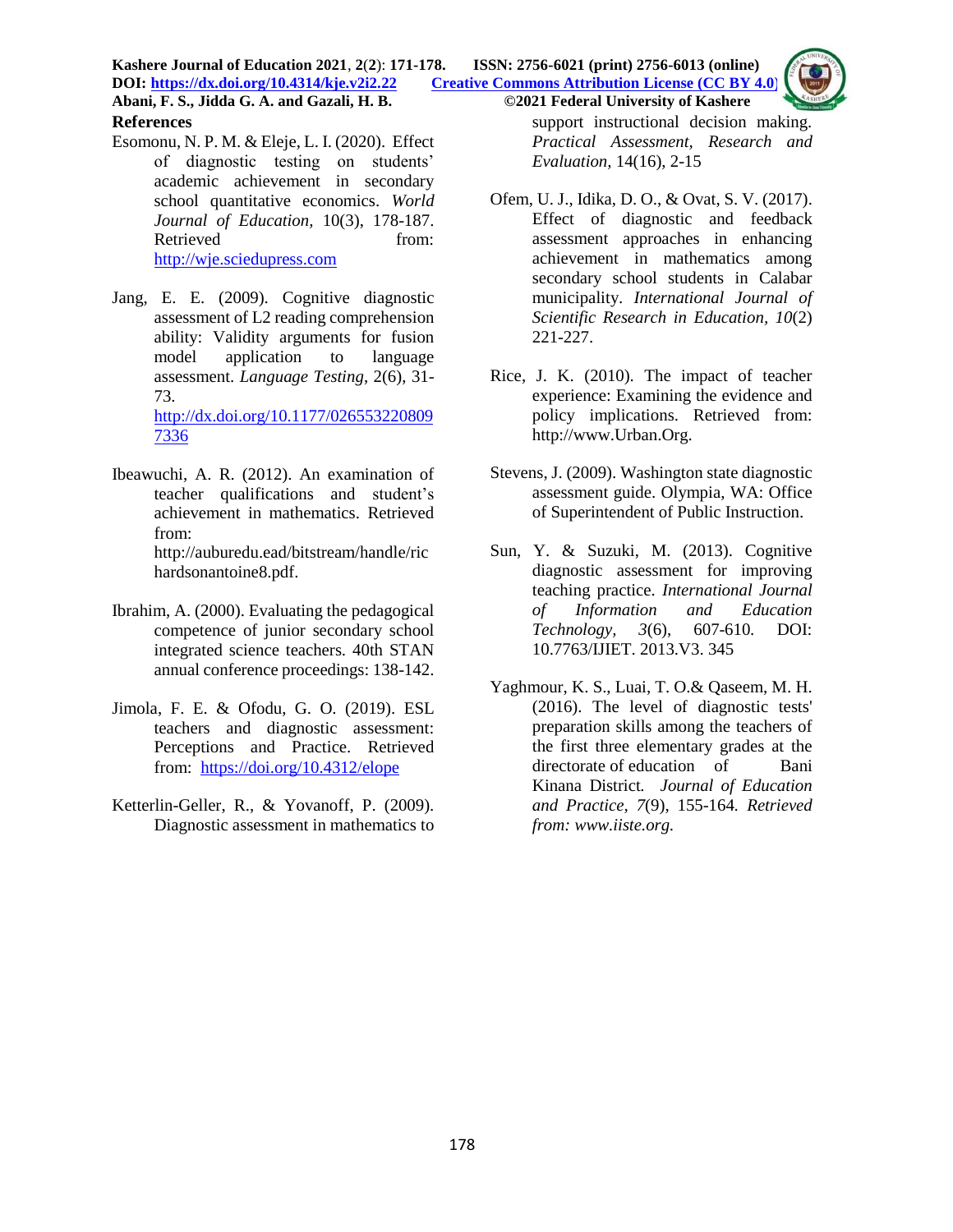## References

Esomonu, N. P. M. & Eleje, L. I. (2020). Effect of diagnostic testing on students' academic achievement in secondary school quantitative economics. *World Journal of Education,* 10(3), 178-187. Retrieved from: http://wje.sciedupress.com

Jang, E. E. (2009). Cognitive diagnostic assessment of L2 reading comprehension ability: Validity arguments for fusion model application to language assessment. *Language Testing*, 2(6), 31-73. http://dx.doi.org/10.1177/0265532208097336

Ibeawuchi, A. R. (2012). An examination of teacher qualifications and student's achievement in mathematics. Retrieved from: http://auburedu.ead/bitstream/handle/richardsonantoine8.pdf.

Ibrahim, A. (2000). Evaluating the pedagogical competence of junior secondary school integrated science teachers. 40th STAN annual conference proceedings: 138-142.

Jimola, F. E. & Ofodu, G. O. (2019). ESL teachers and diagnostic assessment: Perceptions and Practice. Retrieved from: https://doi.org/10.4312/elope

Ketterlin-Geller, R., & Yovanoff, P. (2009). Diagnostic assessment in mathematics to support instructional decision making. *Practical Assessment, Research and Evaluation,* 14(16), 2-15

Ofem, U. J., Idika, D. O., & Ovat, S. V. (2017). Effect of diagnostic and feedback assessment approaches in enhancing achievement in mathematics among secondary school students in Calabar municipality. *International Journal of Scientific Research in Education, 10*(2) 221-227.

Rice, J. K. (2010). The impact of teacher experience: Examining the evidence and policy implications. Retrieved from: http://www.Urban.Org.

Stevens, J. (2009). Washington state diagnostic assessment guide. Olympia, WA: Office of Superintendent of Public Instruction.

Sun, Y. & Suzuki, M. (2013). Cognitive diagnostic assessment for improving teaching practice. *International Journal of Information and Education Technology, 3*(6), 607-610. DOI: 10.7763/IJIET. 2013.V3. 345

Yaghmour, K. S., Luai, T. O.& Qaseem, M. H. (2016). The level of diagnostic tests' preparation skills among the teachers of the first three elementary grades at the directorate of education of Bani Kinana District*. Journal of Education and Practice, 7*(9), 155-164*. Retrieved from: www.iiste.org.*